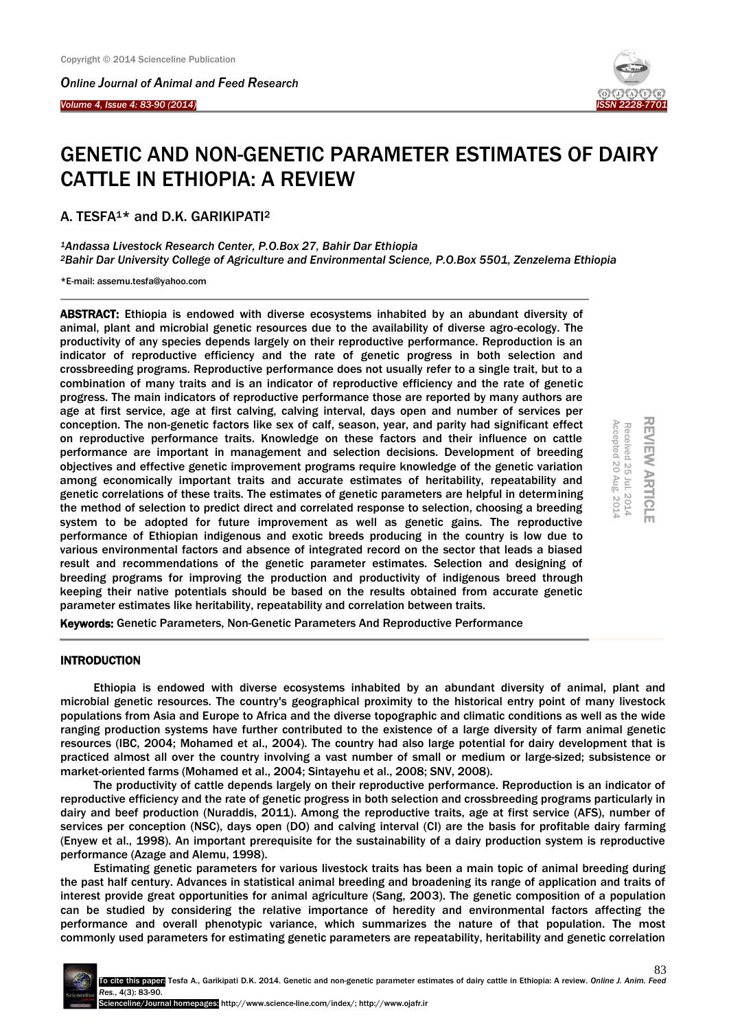# GENETIC AND NON-GENETIC PARAMETER ESTIMATES OF DAIRY CATTLE IN ETHIOPIA: A REVIEW

A. TESFA[1]* and D.K. GARIKIPATI[2]

[1]*Andassa Livestock Research Center, P.O.Box 27, Bahir Dar Ethiopia*
[2]*Bahir Dar University College of Agriculture and Environmental Science, P.O.Box 5501, Zenzelema Ethiopia*

*E-mail: assemu.tesfa@yahoo.com

REVIEW ARTICLE
Received 25 Jul. 2014
Accepted 20 Aug. 2014

**ABSTRACT:** Ethiopia is endowed with diverse ecosystems inhabited by an abundant diversity of animal, plant and microbial genetic resources due to the availability of diverse agro-ecology. The productivity of any species depends largely on their reproductive performance. Reproduction is an indicator of reproductive efficiency and the rate of genetic progress in both selection and crossbreeding programs. Reproductive performance does not usually refer to a single trait, but to a combination of many traits and is an indicator of reproductive efficiency and the rate of genetic progress. The main indicators of reproductive performance those are reported by many authors are age at first service, age at first calving, calving interval, days open and number of services per conception. The non-genetic factors like sex of calf, season, year, and parity had significant effect on reproductive performance traits. Knowledge on these factors and their influence on cattle performance are important in management and selection decisions. Development of breeding objectives and effective genetic improvement programs require knowledge of the genetic variation among economically important traits and accurate estimates of heritability, repeatability and genetic correlations of these traits. The estimates of genetic parameters are helpful in determining the method of selection to predict direct and correlated response to selection, choosing a breeding system to be adopted for future improvement as well as genetic gains. The reproductive performance of Ethiopian indigenous and exotic breeds producing in the country is low due to various environmental factors and absence of integrated record on the sector that leads a biased result and recommendations of the genetic parameter estimates. Selection and designing of breeding programs for improving the production and productivity of indigenous breed through keeping their native potentials should be based on the results obtained from accurate genetic parameter estimates like heritability, repeatability and correlation between traits.

**Keywords:** Genetic Parameters, Non-Genetic Parameters And Reproductive Performance

## INTRODUCTION

Ethiopia is endowed with diverse ecosystems inhabited by an abundant diversity of animal, plant and microbial genetic resources. The country's geographical proximity to the historical entry point of many livestock populations from Asia and Europe to Africa and the diverse topographic and climatic conditions as well as the wide ranging production systems have further contributed to the existence of a large diversity of farm animal genetic resources (IBC, 2004; Mohamed et al., 2004). The country had also large potential for dairy development that is practiced almost all over the country involving a vast number of small or medium or large-sized; subsistence or market-oriented farms (Mohamed et al., 2004; Sintayehu et al., 2008; SNV, 2008).

The productivity of cattle depends largely on their reproductive performance. Reproduction is an indicator of reproductive efficiency and the rate of genetic progress in both selection and crossbreeding programs particularly in dairy and beef production (Nuraddis, 2011). Among the reproductive traits, age at first service (AFS), number of services per conception (NSC), days open (DO) and calving interval (CI) are the basis for profitable dairy farming (Enyew et al., 1998). An important prerequisite for the sustainability of a dairy production system is reproductive performance (Azage and Alemu, 1998).

Estimating genetic parameters for various livestock traits has been a main topic of animal breeding during the past half century. Advances in statistical animal breeding and broadening its range of application and traits of interest provide great opportunities for animal agriculture (Sang, 2003). The genetic composition of a population can be studied by considering the relative importance of heredity and environmental factors affecting the performance and overall phenotypic variance, which summarizes the nature of that population. The most commonly used parameters for estimating genetic parameters are repeatability, heritability and genetic correlation

To cite this paper: Tesfa A., Garikipati D.K. 2014. Genetic and non-genetic parameter estimates of dairy cattle in Ethiopia: A review. *Online J. Anim. Feed Res.*, 4(3): 83-90.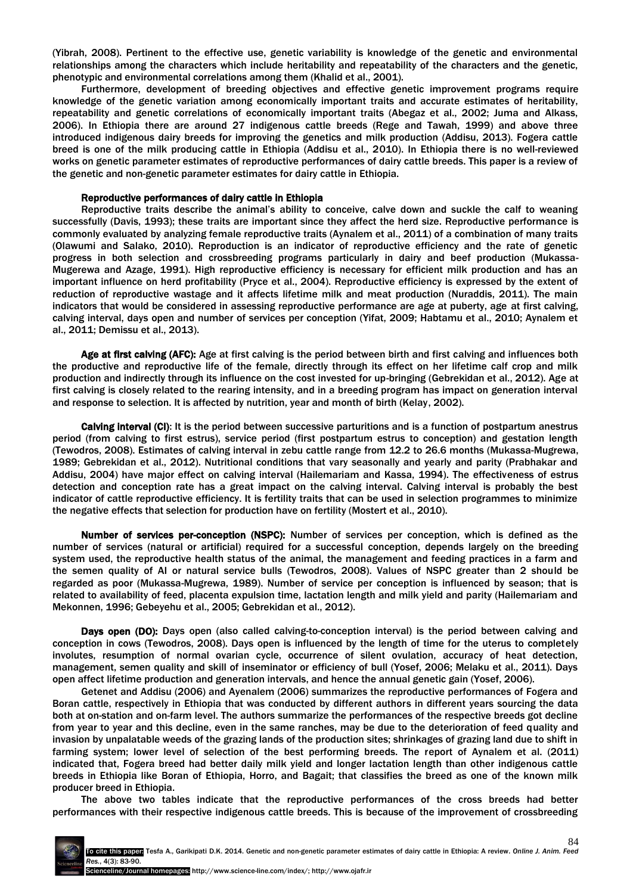(Yibrah, 2008). Pertinent to the effective use, genetic variability is knowledge of the genetic and environmental relationships among the characters which include heritability and repeatability of the characters and the genetic, phenotypic and environmental correlations among them (Khalid et al., 2001).

Furthermore, development of breeding objectives and effective genetic improvement programs require knowledge of the genetic variation among economically important traits and accurate estimates of heritability, repeatability and genetic correlations of economically important traits (Abegaz et al., 2002; Juma and Alkass, 2006). In Ethiopia there are around 27 indigenous cattle breeds (Rege and Tawah, 1999) and above three introduced indigenous dairy breeds for improving the genetics and milk production (Addisu, 2013). Fogera cattle breed is one of the milk producing cattle in Ethiopia (Addisu et al., 2010). In Ethiopia there is no well-reviewed works on genetic parameter estimates of reproductive performances of dairy cattle breeds. This paper is a review of the genetic and non-genetic parameter estimates for dairy cattle in Ethiopia.

## Reproductive performances of dairy cattle in Ethiopia

Reproductive traits describe the animal's ability to conceive, calve down and suckle the calf to weaning successfully (Davis, 1993); these traits are important since they affect the herd size. Reproductive performance is commonly evaluated by analyzing female reproductive traits (Aynalem et al., 2011) of a combination of many traits (Olawumi and Salako, 2010). Reproduction is an indicator of reproductive efficiency and the rate of genetic progress in both selection and crossbreeding programs particularly in dairy and beef production (Mukassa-Mugerewa and Azage, 1991). High reproductive efficiency is necessary for efficient milk production and has an important influence on herd profitability (Pryce et al., 2004). Reproductive efficiency is expressed by the extent of reduction of reproductive wastage and it affects lifetime milk and meat production (Nuraddis, 2011). The main indicators that would be considered in assessing reproductive performance are age at puberty, age at first calving, calving interval, days open and number of services per conception (Yifat, 2009; Habtamu et al., 2010; Aynalem et al., 2011; Demissu et al., 2013).

**Age at first calving (AFC):** Age at first calving is the period between birth and first calving and influences both the productive and reproductive life of the female, directly through its effect on her lifetime calf crop and milk production and indirectly through its influence on the cost invested for up-bringing (Gebrekidan et al., 2012). Age at first calving is closely related to the rearing intensity, and in a breeding program has impact on generation interval and response to selection. It is affected by nutrition, year and month of birth (Kelay, 2002).

**Calving interval (CI)**: It is the period between successive parturitions and is a function of postpartum anestrus period (from calving to first estrus), service period (first postpartum estrus to conception) and gestation length (Tewodros, 2008). Estimates of calving interval in zebu cattle range from 12.2 to 26.6 months (Mukassa-Mugrewa, 1989; Gebrekidan et al., 2012). Nutritional conditions that vary seasonally and yearly and parity (Prabhakar and Addisu, 2004) have major effect on calving interval (Hailemariam and Kassa, 1994). The effectiveness of estrus detection and conception rate has a great impact on the calving interval. Calving interval is probably the best indicator of cattle reproductive efficiency. It is fertility traits that can be used in selection programmes to minimize the negative effects that selection for production have on fertility (Mostert et al., 2010).

**Number of services per-conception (NSPC):** Number of services per conception, which is defined as the number of services (natural or artificial) required for a successful conception, depends largely on the breeding system used, the reproductive health status of the animal, the management and feeding practices in a farm and the semen quality of AI or natural service bulls (Tewodros, 2008). Values of NSPC greater than 2 should be regarded as poor (Mukassa-Mugrewa, 1989). Number of service per conception is influenced by season; that is related to availability of feed, placenta expulsion time, lactation length and milk yield and parity (Hailemariam and Mekonnen, 1996; Gebeyehu et al., 2005; Gebrekidan et al., 2012).

**Days open (DO):** Days open (also called calving-to-conception interval) is the period between calving and conception in cows (Tewodros, 2008). Days open is influenced by the length of time for the uterus to completely involutes, resumption of normal ovarian cycle, occurrence of silent ovulation, accuracy of heat detection, management, semen quality and skill of inseminator or efficiency of bull (Yosef, 2006; Melaku et al., 2011). Days open affect lifetime production and generation intervals, and hence the annual genetic gain (Yosef, 2006).

Getenet and Addisu (2006) and Ayenalem (2006) summarizes the reproductive performances of Fogera and Boran cattle, respectively in Ethiopia that was conducted by different authors in different years sourcing the data both at on-station and on-farm level. The authors summarize the performances of the respective breeds got decline from year to year and this decline, even in the same ranches, may be due to the deterioration of feed quality and invasion by unpalatable weeds of the grazing lands of the production sites; shrinkages of grazing land due to shift in farming system; lower level of selection of the best performing breeds. The report of Aynalem et al. (2011) indicated that, Fogera breed had better daily milk yield and longer lactation length than other indigenous cattle breeds in Ethiopia like Boran of Ethiopia, Horro, and Bagait; that classifies the breed as one of the known milk producer breed in Ethiopia.

The above two tables indicate that the reproductive performances of the cross breeds had better performances with their respective indigenous cattle breeds. This is because of the improvement of crossbreeding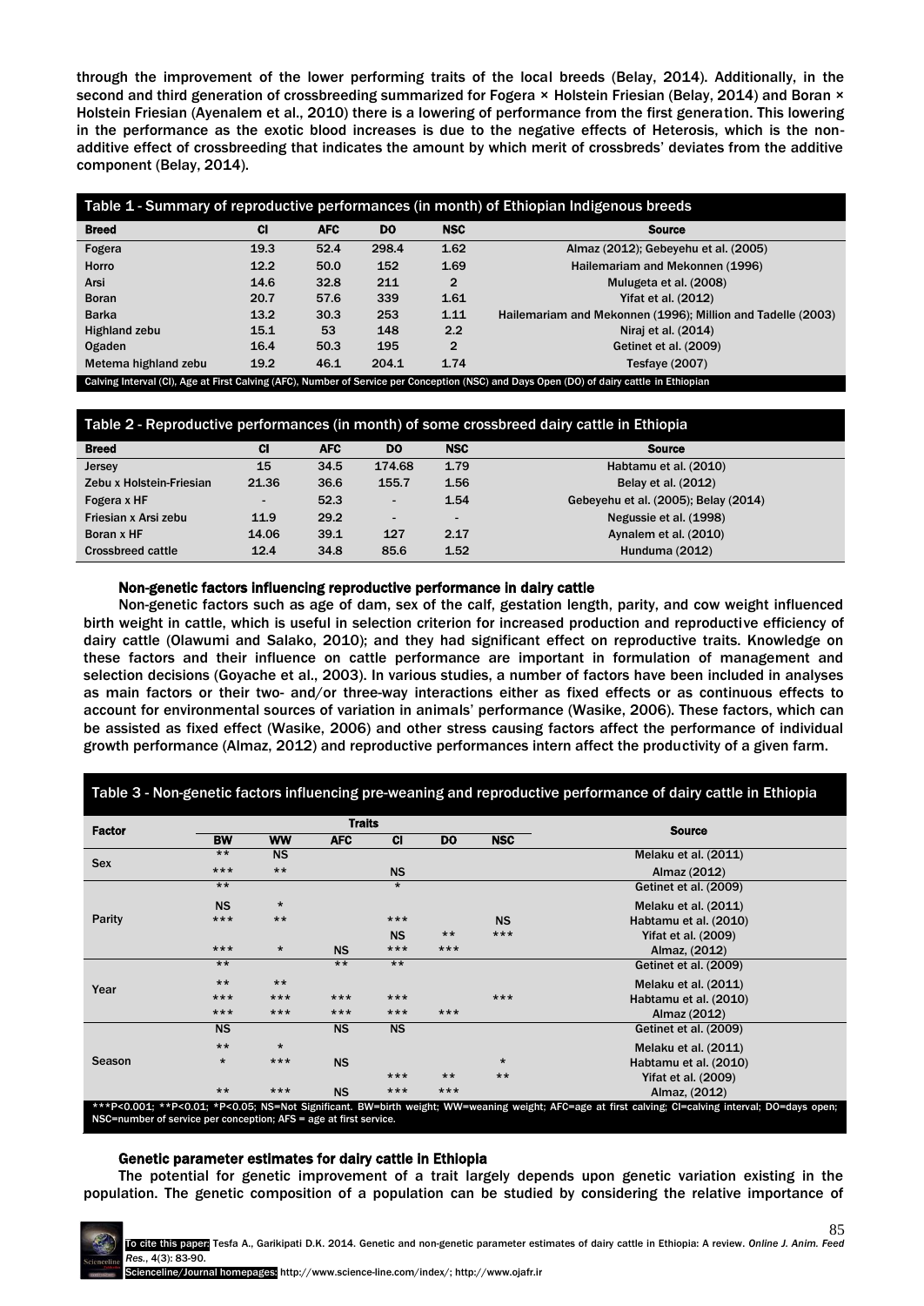through the improvement of the lower performing traits of the local breeds (Belay, 2014). Additionally, in the second and third generation of crossbreeding summarized for Fogera × Holstein Friesian (Belay, 2014) and Boran × Holstein Friesian (Ayenalem et al., 2010) there is a lowering of performance from the first generation. This lowering in the performance as the exotic blood increases is due to the negative effects of Heterosis, which is the non-additive effect of crossbreeding that indicates the amount by which merit of crossbreds' deviates from the additive component (Belay, 2014).

**Table 1 - Summary of reproductive performances (in month) of Ethiopian Indigenous breeds**

| Breed | CI | AFC | DO | NSC | Source |
|---|---|---|---|---|---|
| Fogera | 19.3 | 52.4 | 298.4 | 1.62 | Almaz (2012); Gebeyehu et al. (2005) |
| Horro | 12.2 | 50.0 | 152 | 1.69 | Hailemariam and Mekonnen (1996) |
| Arsi | 14.6 | 32.8 | 211 | 2 | Mulugeta et al. (2008) |
| Boran | 20.7 | 57.6 | 339 | 1.61 | Yifat et al. (2012) |
| Barka | 13.2 | 30.3 | 253 | 1.11 | Hailemariam and Mekonnen (1996); Million and Tadelle (2003) |
| Highland zebu | 15.1 | 53 | 148 | 2.2 | Niraj et al. (2014) |
| Ogaden | 16.4 | 50.3 | 195 | 2 | Getinet et al. (2009) |
| Metema highland zebu | 19.2 | 46.1 | 204.1 | 1.74 | Tesfaye (2007) |

Calving Interval (CI), Age at First Calving (AFC), Number of Service per Conception (NSC) and Days Open (DO) of dairy cattle in Ethiopian

**Table 2 - Reproductive performances (in month) of some crossbreed dairy cattle in Ethiopia**

| Breed | CI | AFC | DO | NSC | Source |
|---|---|---|---|---|---|
| Jersey | 15 | 34.5 | 174.68 | 1.79 | Habtamu et al. (2010) |
| Zebu x Holstein-Friesian | 21.36 | 36.6 | 155.7 | 1.56 | Belay et al. (2012) |
| Fogera x HF | - | 52.3 | - | 1.54 | Gebeyehu et al. (2005); Belay (2014) |
| Friesian x Arsi zebu | 11.9 | 29.2 | - | - | Negussie et al. (1998) |
| Boran x HF | 14.06 | 39.1 | 127 | 2.17 | Aynalem et al. (2010) |
| Crossbreed cattle | 12.4 | 34.8 | 85.6 | 1.52 | Hunduma (2012) |

### Non-genetic factors influencing reproductive performance in dairy cattle

Non-genetic factors such as age of dam, sex of the calf, gestation length, parity, and cow weight influenced birth weight in cattle, which is useful in selection criterion for increased production and reproductive efficiency of dairy cattle (Olawumi and Salako, 2010); and they had significant effect on reproductive traits. Knowledge on these factors and their influence on cattle performance are important in formulation of management and selection decisions (Goyache et al., 2003). In various studies, a number of factors have been included in analyses as main factors or their two- and/or three-way interactions either as fixed effects or as continuous effects to account for environmental sources of variation in animals' performance (Wasike, 2006). These factors, which can be assisted as fixed effect (Wasike, 2006) and other stress causing factors affect the performance of individual growth performance (Almaz, 2012) and reproductive performances intern affect the productivity of a given farm.

**Table 3 - Non-genetic factors influencing pre-weaning and reproductive performance of dairy cattle in Ethiopia**

| Factor | Traits | | | | | | Source |
|---|---|---|---|---|---|---|---|
| | BW | WW | AFC | CI | DO | NSC | |
| Sex | ** | NS | | | | | Melaku et al. (2011) |
| | *** | ** | | NS | | | Almaz (2012) |
| Parity | ** | | | * | | | Getinet et al. (2009) |
| | NS | * | | | | | Melaku et al. (2011) |
| | *** | ** | | *** | | NS | Habtamu et al. (2010) |
| | | | | NS | ** | *** | Yifat et al. (2009) |
| | *** | * | NS | *** | *** | | Almaz, (2012) |
| Year | ** | | ** | ** | | | Getinet et al. (2009) |
| | ** | ** | | | | | Melaku et al. (2011) |
| | *** | *** | *** | *** | | *** | Habtamu et al. (2010) |
| | *** | *** | *** | *** | *** | | Almaz (2012) |
| Season | NS | | NS | NS | | | Getinet et al. (2009) |
| | ** | * | | | | | Melaku et al. (2011) |
| | * | *** | NS | | | * | Habtamu et al. (2010) |
| | | | | *** | ** | ** | Yifat et al. (2009) |
| | ** | *** | NS | *** | *** | | Almaz, (2012) |

***P<0.001; **P<0.01; *P<0.05; NS=Not Significant. BW=birth weight; WW=weaning weight; AFC=age at first calving; CI=calving interval; DO=days open; NSC=number of service per conception; AFS = age at first service.

### Genetic parameter estimates for dairy cattle in Ethiopia

The potential for genetic improvement of a trait largely depends upon genetic variation existing in the population. The genetic composition of a population can be studied by considering the relative importance of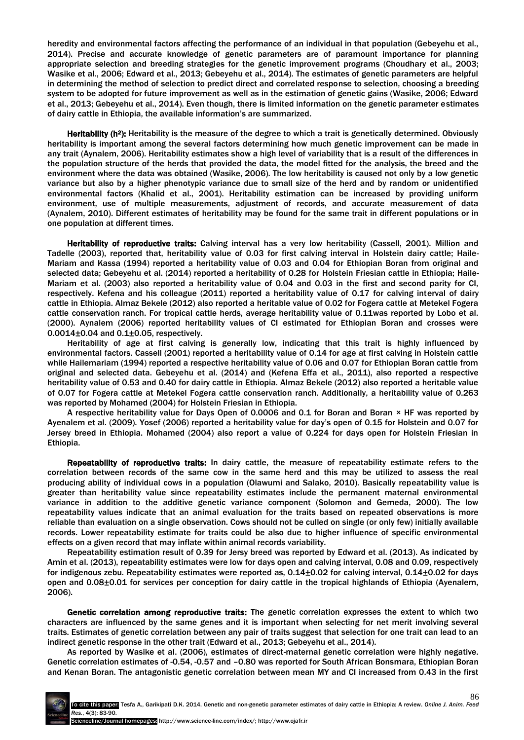heredity and environmental factors affecting the performance of an individual in that population (Gebeyehu et al., 2014). Precise and accurate knowledge of genetic parameters are of paramount importance for planning appropriate selection and breeding strategies for the genetic improvement programs (Choudhary et al., 2003; Wasike et al., 2006; Edward et al., 2013; Gebeyehu et al., 2014). The estimates of genetic parameters are helpful in determining the method of selection to predict direct and correlated response to selection, choosing a breeding system to be adopted for future improvement as well as in the estimation of genetic gains (Wasike, 2006; Edward et al., 2013; Gebeyehu et al., 2014). Even though, there is limited information on the genetic parameter estimates of dairy cattle in Ethiopia, the available information's are summarized.

**Heritability ($h^2$):** Heritability is the measure of the degree to which a trait is genetically determined. Obviously heritability is important among the several factors determining how much genetic improvement can be made in any trait (Aynalem, 2006). Heritability estimates show a high level of variability that is a result of the differences in the population structure of the herds that provided the data, the model fitted for the analysis, the breed and the environment where the data was obtained (Wasike, 2006). The low heritability is caused not only by a low genetic variance but also by a higher phenotypic variance due to small size of the herd and by random or unidentified environmental factors (Khalid et al., 2001). Heritability estimation can be increased by providing uniform environment, use of multiple measurements, adjustment of records, and accurate measurement of data (Aynalem, 2010). Different estimates of heritability may be found for the same trait in different populations or in one population at different times.

**Heritability of reproductive traits:** Calving interval has a very low heritability (Cassell, 2001). Million and Tadelle (2003), reported that, heritability value of 0.03 for first calving interval in Holstein dairy cattle; Haile-Mariam and Kassa (1994) reported a heritability value of 0.03 and 0.04 for Ethiopian Boran from original and selected data; Gebeyehu et al. (2014) reported a heritability of 0.28 for Holstein Friesian cattle in Ethiopia; Haile-Mariam et al. (2003) also reported a heritability value of 0.04 and 0.03 in the first and second parity for CI, respectively. Kefena and his colleague (2011) reported a heritability value of 0.17 for calving interval of dairy cattle in Ethiopia. Almaz Bekele (2012) also reported a heritable value of 0.02 for Fogera cattle at Metekel Fogera cattle conservation ranch. For tropical cattle herds, average heritability value of 0.11was reported by Lobo et al. (2000). Aynalem (2006) reported heritability values of CI estimated for Ethiopian Boran and crosses were 0.0014±0.04 and 0.1±0.05, respectively.

Heritability of age at first calving is generally low, indicating that this trait is highly influenced by environmental factors. Cassell (2001) reported a heritability value of 0.14 for age at first calving in Holstein cattle while Hailemariam (1994) reported a respective heritability value of 0.06 and 0.07 for Ethiopian Boran cattle from original and selected data. Gebeyehu et al. (2014) and (Kefena Effa et al., 2011), also reported a respective heritability value of 0.53 and 0.40 for dairy cattle in Ethiopia. Almaz Bekele (2012) also reported a heritable value of 0.07 for Fogera cattle at Metekel Fogera cattle conservation ranch. Additionally, a heritability value of 0.263 was reported by Mohamed (2004) for Holstein Friesian in Ethiopia.

A respective heritability value for Days Open of 0.0006 and 0.1 for Boran and Boran × HF was reported by Ayenalem et al. (2009). Yosef (2006) reported a heritability value for day's open of 0.15 for Holstein and 0.07 for Jersey breed in Ethiopia. Mohamed (2004) also report a value of 0.224 for days open for Holstein Friesian in Ethiopia.

**Repeatability of reproductive traits:** In dairy cattle, the measure of repeatability estimate refers to the correlation between records of the same cow in the same herd and this may be utilized to assess the real producing ability of individual cows in a population (Olawumi and Salako, 2010). Basically repeatability value is greater than heritability value since repeatability estimates include the permanent maternal environmental variance in addition to the additive genetic variance component (Solomon and Gemeda, 2000). The low repeatability values indicate that an animal evaluation for the traits based on repeated observations is more reliable than evaluation on a single observation. Cows should not be culled on single (or only few) initially available records. Lower repeatability estimate for traits could be also due to higher influence of specific environmental effects on a given record that may inflate within animal records variability.

Repeatability estimation result of 0.39 for Jersy breed was reported by Edward et al. (2013). As indicated by Amin et al. (2013), repeatability estimates were low for days open and calving interval, 0.08 and 0.09, respectively for indigenous zebu. Repeatability estimates were reported as, 0.14±0.02 for calving interval, 0.14±0.02 for days open and 0.08±0.01 for services per conception for dairy cattle in the tropical highlands of Ethiopia (Ayenalem, 2006).

**Genetic correlation among reproductive traits:** The genetic correlation expresses the extent to which two characters are influenced by the same genes and it is important when selecting for net merit involving several traits. Estimates of genetic correlation between any pair of traits suggest that selection for one trait can lead to an indirect genetic response in the other trait (Edward et al., 2013; Gebeyehu et al., 2014).

As reported by Wasike et al. (2006), estimates of direct-maternal genetic correlation were highly negative. Genetic correlation estimates of -0.54, -0.57 and –0.80 was reported for South African Bonsmara, Ethiopian Boran and Kenan Boran. The antagonistic genetic correlation between mean MY and CI increased from 0.43 in the first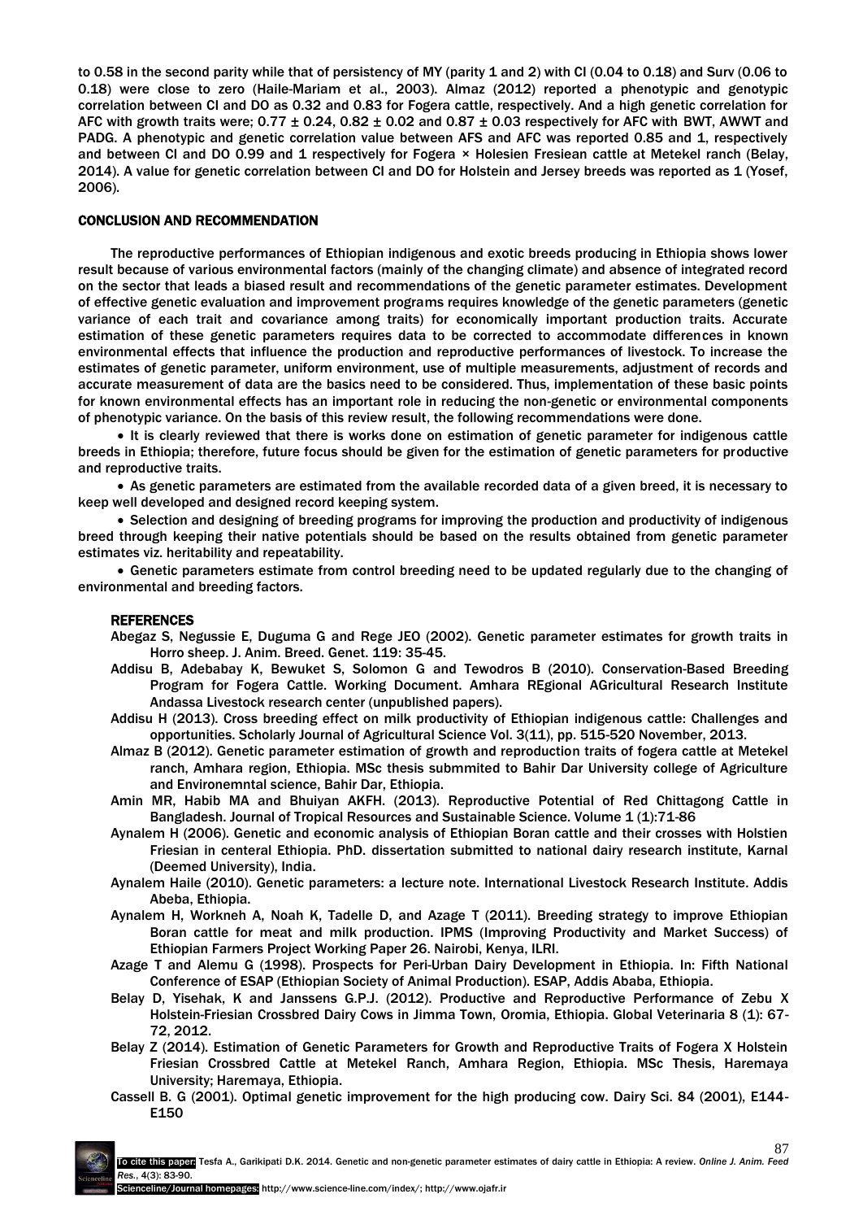to 0.58 in the second parity while that of persistency of MY (parity 1 and 2) with CI (0.04 to 0.18) and Surv (0.06 to 0.18) were close to zero (Haile-Mariam et al., 2003). Almaz (2012) reported a phenotypic and genotypic correlation between CI and DO as 0.32 and 0.83 for Fogera cattle, respectively. And a high genetic correlation for AFC with growth traits were; $0.77 \pm 0.24$, $0.82 \pm 0.02$ and $0.87 \pm 0.03$ respectively for AFC with BWT, AWWT and PADG. A phenotypic and genetic correlation value between AFS and AFC was reported 0.85 and 1, respectively and between CI and DO 0.99 and 1 respectively for Fogera × Holesien Fresiean cattle at Metekel ranch (Belay, 2014). A value for genetic correlation between CI and DO for Holstein and Jersey breeds was reported as 1 (Yosef, 2006).

## CONCLUSION AND RECOMMENDATION

The reproductive performances of Ethiopian indigenous and exotic breeds producing in Ethiopia shows lower result because of various environmental factors (mainly of the changing climate) and absence of integrated record on the sector that leads a biased result and recommendations of the genetic parameter estimates. Development of effective genetic evaluation and improvement programs requires knowledge of the genetic parameters (genetic variance of each trait and covariance among traits) for economically important production traits. Accurate estimation of these genetic parameters requires data to be corrected to accommodate differences in known environmental effects that influence the production and reproductive performances of livestock. To increase the estimates of genetic parameter, uniform environment, use of multiple measurements, adjustment of records and accurate measurement of data are the basics need to be considered. Thus, implementation of these basic points for known environmental effects has an important role in reducing the non-genetic or environmental components of phenotypic variance. On the basis of this review result, the following recommendations were done.

- It is clearly reviewed that there is works done on estimation of genetic parameter for indigenous cattle breeds in Ethiopia; therefore, future focus should be given for the estimation of genetic parameters for productive and reproductive traits.
- As genetic parameters are estimated from the available recorded data of a given breed, it is necessary to keep well developed and designed record keeping system.
- Selection and designing of breeding programs for improving the production and productivity of indigenous breed through keeping their native potentials should be based on the results obtained from genetic parameter estimates viz. heritability and repeatability.
- Genetic parameters estimate from control breeding need to be updated regularly due to the changing of environmental and breeding factors.

## REFERENCES

Abegaz S, Negussie E, Duguma G and Rege JEO (2002). Genetic parameter estimates for growth traits in Horro sheep. J. Anim. Breed. Genet. 119: 35-45.

Addisu B, Adebabay K, Bewuket S, Solomon G and Tewodros B (2010). Conservation-Based Breeding Program for Fogera Cattle. Working Document. Amhara REgional AGricultural Research Institute Andassa Livestock research center (unpublished papers).

Addisu H (2013). Cross breeding effect on milk productivity of Ethiopian indigenous cattle: Challenges and opportunities. Scholarly Journal of Agricultural Science Vol. 3(11), pp. 515-520 November, 2013.

Almaz B (2012). Genetic parameter estimation of growth and reproduction traits of fogera cattle at Metekel ranch, Amhara region, Ethiopia. MSc thesis submmited to Bahir Dar University college of Agriculture and Environemntal science, Bahir Dar, Ethiopia.

Amin MR, Habib MA and Bhuiyan AKFH. (2013). Reproductive Potential of Red Chittagong Cattle in Bangladesh. Journal of Tropical Resources and Sustainable Science. Volume 1 (1):71-86

Aynalem H (2006). Genetic and economic analysis of Ethiopian Boran cattle and their crosses with Holstien Friesian in centeral Ethiopia. PhD. dissertation submitted to national dairy research institute, Karnal (Deemed University), India.

Aynalem Haile (2010). Genetic parameters: a lecture note. International Livestock Research Institute. Addis Abeba, Ethiopia.

Aynalem H, Workneh A, Noah K, Tadelle D, and Azage T (2011). Breeding strategy to improve Ethiopian Boran cattle for meat and milk production. IPMS (Improving Productivity and Market Success) of Ethiopian Farmers Project Working Paper 26. Nairobi, Kenya, ILRI.

Azage T and Alemu G (1998). Prospects for Peri-Urban Dairy Development in Ethiopia. In: Fifth National Conference of ESAP (Ethiopian Society of Animal Production). ESAP, Addis Ababa, Ethiopia.

Belay D, Yisehak, K and Janssens G.P.J. (2012). Productive and Reproductive Performance of Zebu X Holstein-Friesian Crossbred Dairy Cows in Jimma Town, Oromia, Ethiopia. Global Veterinaria 8 (1): 67-72, 2012.

Belay Z (2014). Estimation of Genetic Parameters for Growth and Reproductive Traits of Fogera X Holstein Friesian Crossbred Cattle at Metekel Ranch, Amhara Region, Ethiopia. MSc Thesis, Haremaya University; Haremaya, Ethiopia.

Cassell B. G (2001). Optimal genetic improvement for the high producing cow. Dairy Sci. 84 (2001), E144-E150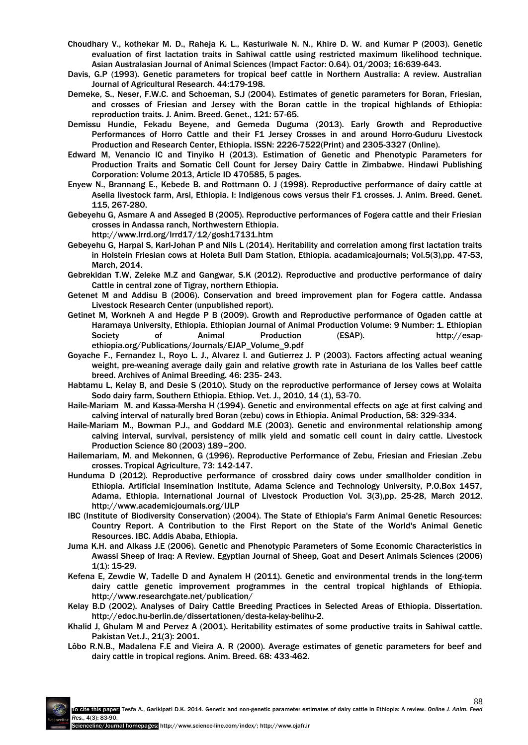Choudhary V., kothekar M. D., Raheja K. L., Kasturiwale N. N., Khire D. W. and Kumar P (2003). Genetic evaluation of first lactation traits in Sahiwal cattle using restricted maximum likelihood technique. Asian Australasian Journal of Animal Sciences (Impact Factor: 0.64). 01/2003; 16:639-643.

Davis, G.P (1993). Genetic parameters for tropical beef cattle in Northern Australia: A review. Australian Journal of Agricultural Research. 44:179-198.

Demeke, S., Neser, F.W.C. and Schoeman, S.J (2004). Estimates of genetic parameters for Boran, Friesian, and crosses of Friesian and Jersey with the Boran cattle in the tropical highlands of Ethiopia: reproduction traits. J. Anim. Breed. Genet., 121: 57-65.

Demissu Hundie, Fekadu Beyene, and Gemeda Duguma (2013). Early Growth and Reproductive Performances of Horro Cattle and their F1 Jersey Crosses in and around Horro-Guduru Livestock Production and Research Center, Ethiopia. ISSN: 2226-7522(Print) and 2305-3327 (Online).

Edward M, Venancio IC and Tinyiko H (2013). Estimation of Genetic and Phenotypic Parameters for Production Traits and Somatic Cell Count for Jersey Dairy Cattle in Zimbabwe. Hindawi Publishing Corporation: Volume 2013, Article ID 470585, 5 pages.

Enyew N., Brannang E., Kebede B. and Rottmann O. J (1998). Reproductive performance of dairy cattle at Asella livestock farm, Arsi, Ethiopia. I: Indigenous cows versus their F1 crosses. J. Anim. Breed. Genet. 115, 267-280.

Gebeyehu G, Asmare A and Asseged B (2005). Reproductive performances of Fogera cattle and their Friesian crosses in Andassa ranch, Northwestern Ethiopia. http://www.lrrd.org/lrrd17/12/gosh17131.htm

Gebeyehu G, Harpal S, Karl-Johan P and Nils L (2014). Heritability and correlation among first lactation traits in Holstein Friesian cows at Holeta Bull Dam Station, Ethiopia. acadamicajournals; Vol.5(3),pp. 47-53, March, 2014.

Gebrekidan T.W, Zeleke M.Z and Gangwar, S.K (2012). Reproductive and productive performance of dairy Cattle in central zone of Tigray, northern Ethiopia.

Getenet M and Addisu B (2006). Conservation and breed improvement plan for Fogera cattle. Andassa Livestock Research Center (unpublished report).

Getinet M, Workneh A and Hegde P B (2009). Growth and Reproductive performance of Ogaden cattle at Haramaya University, Ethiopia. Ethiopian Journal of Animal Production Volume: 9 Number: 1. Ethiopian Society of Animal Production (ESAP). http://esap-ethiopia.org/Publications/Journals/EJAP_Volume_9.pdf

Goyache F., Fernandez I., Royo L. J., Alvarez I. and Gutierrez J. P (2003). Factors affecting actual weaning weight, pre-weaning average daily gain and relative growth rate in Asturiana de los Valles beef cattle breed. Archives of Animal Breeding. 46: 235- 243.

Habtamu L, Kelay B, and Desie S (2010). Study on the reproductive performance of Jersey cows at Wolaita Sodo dairy farm, Southern Ethiopia. Ethiop. Vet. J., 2010, 14 (1), 53-70.

Haile-Mariam M. and Kassa-Mersha H (1994). Genetic and environmental effects on age at first calving and calving interval of naturally bred Boran (zebu) cows in Ethiopia. Animal Production, 58: 329-334.

Haile-Mariam M., Bowman P.J., and Goddard M.E (2003). Genetic and environmental relationship among calving interval, survival, persistency of milk yield and somatic cell count in dairy cattle. Livestock Production Science 80 (2003) 189–200.

Hailemariam, M. and Mekonnen, G (1996). Reproductive Performance of Zebu, Friesian and Friesian .Zebu crosses. Tropical Agriculture, 73: 142-147.

Hunduma D (2012). Reproductive performance of crossbred dairy cows under smallholder condition in Ethiopia. Artificial Insemination Institute, Adama Science and Technology University, P.O.Box 1457, Adama, Ethiopia. International Journal of Livestock Production Vol. 3(3),pp. 25-28, March 2012. http://www.academicjournals.org/IJLP

IBC (Institute of Biodiversity Conservation) (2004). The State of Ethiopia's Farm Animal Genetic Resources: Country Report. A Contribution to the First Report on the State of the World's Animal Genetic Resources. IBC. Addis Ababa, Ethiopia.

Juma K.H. and Alkass J.E (2006). Genetic and Phenotypic Parameters of Some Economic Characteristics in Awassi Sheep of Iraq: A Review. Egyptian Journal of Sheep, Goat and Desert Animals Sciences (2006) 1(1): 15-29.

Kefena E, Zewdie W, Tadelle D and Aynalem H (2011). Genetic and environmental trends in the long-term dairy cattle genetic improvement programmes in the central tropical highlands of Ethiopia. http://www.researchgate.net/publication/

Kelay B.D (2002). Analyses of Dairy Cattle Breeding Practices in Selected Areas of Ethiopia. Dissertation. http://edoc.hu-berlin.de/dissertationen/desta-kelay-belihu-2.

Khalid J, Ghulam M and Pervez A (2001). Heritability estimates of some productive traits in Sahiwal cattle. Pakistan Vet.J., 21(3): 2001.

Lôbo R.N.B., Madalena F.E and Vieira A. R (2000). Average estimates of genetic parameters for beef and dairy cattle in tropical regions. Anim. Breed. 68: 433-462.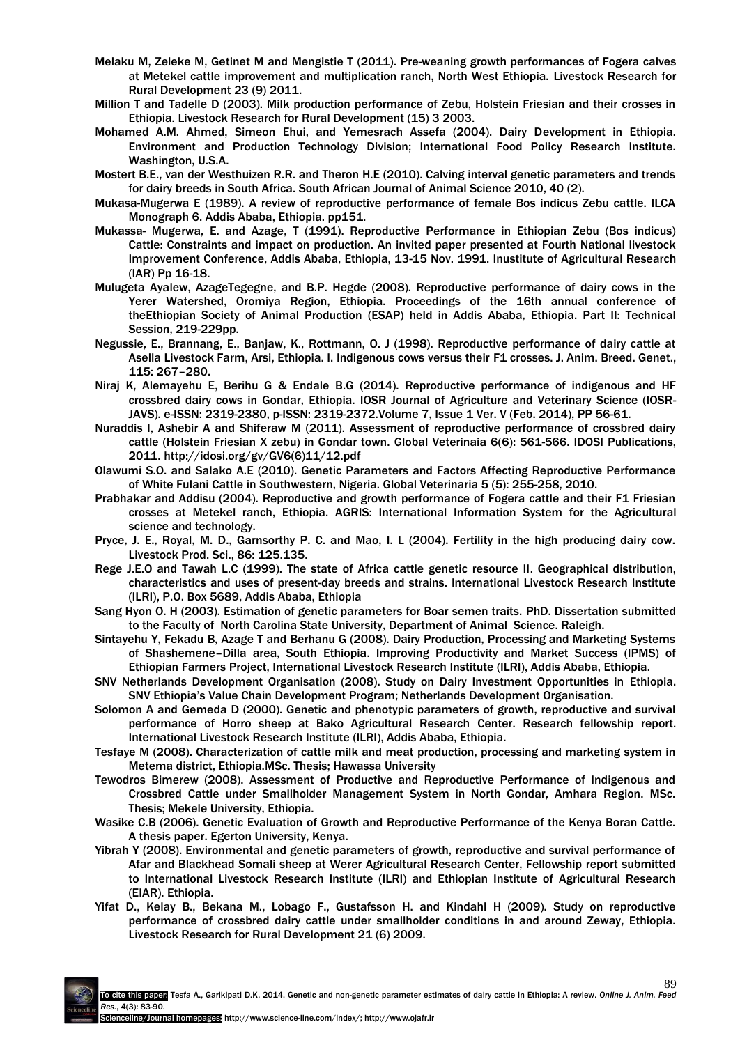Melaku M, Zeleke M, Getinet M and Mengistie T (2011). Pre-weaning growth performances of Fogera calves at Metekel cattle improvement and multiplication ranch, North West Ethiopia. Livestock Research for Rural Development 23 (9) 2011.

Million T and Tadelle D (2003). Milk production performance of Zebu, Holstein Friesian and their crosses in Ethiopia. Livestock Research for Rural Development (15) 3 2003.

Mohamed A.M. Ahmed, Simeon Ehui, and Yemesrach Assefa (2004). Dairy Development in Ethiopia. Environment and Production Technology Division; International Food Policy Research Institute. Washington, U.S.A.

Mostert B.E., van der Westhuizen R.R. and Theron H.E (2010). Calving interval genetic parameters and trends for dairy breeds in South Africa. South African Journal of Animal Science 2010, 40 (2).

Mukasa-Mugerwa E (1989). A review of reproductive performance of female Bos indicus Zebu cattle. ILCA Monograph 6. Addis Ababa, Ethiopia. pp151.

Mukassa- Mugerwa, E. and Azage, T (1991). Reproductive Performance in Ethiopian Zebu (Bos indicus) Cattle: Constraints and impact on production. An invited paper presented at Fourth National livestock Improvement Conference, Addis Ababa, Ethiopia, 13-15 Nov. 1991. Inustitute of Agricultural Research (IAR) Pp 16-18.

Mulugeta Ayalew, AzageTegegne, and B.P. Hegde (2008). Reproductive performance of dairy cows in the Yerer Watershed, Oromiya Region, Ethiopia. Proceedings of the 16th annual conference of theEthiopian Society of Animal Production (ESAP) held in Addis Ababa, Ethiopia. Part II: Technical Session, 219-229pp.

Negussie, E., Brannang, E., Banjaw, K., Rottmann, O. J (1998). Reproductive performance of dairy cattle at Asella Livestock Farm, Arsi, Ethiopia. I. Indigenous cows versus their F1 crosses. J. Anim. Breed. Genet., 115: 267–280.

Niraj K, Alemayehu E, Berihu G & Endale B.G (2014). Reproductive performance of indigenous and HF crossbred dairy cows in Gondar, Ethiopia. IOSR Journal of Agriculture and Veterinary Science (IOSR-JAVS). e-ISSN: 2319-2380, p-ISSN: 2319-2372.Volume 7, Issue 1 Ver. V (Feb. 2014), PP 56-61.

Nuraddis I, Ashebir A and Shiferaw M (2011). Assessment of reproductive performance of crossbred dairy cattle (Holstein Friesian X zebu) in Gondar town. Global Veterinaia 6(6): 561-566. IDOSI Publications, 2011. http://idosi.org/gv/GV6(6)11/12.pdf

Olawumi S.O. and Salako A.E (2010). Genetic Parameters and Factors Affecting Reproductive Performance of White Fulani Cattle in Southwestern, Nigeria. Global Veterinaria 5 (5): 255-258, 2010.

Prabhakar and Addisu (2004). Reproductive and growth performance of Fogera cattle and their F1 Friesian crosses at Metekel ranch, Ethiopia. AGRIS: International Information System for the Agricultural science and technology.

Pryce, J. E., Royal, M. D., Garnsorthy P. C. and Mao, I. L (2004). Fertility in the high producing dairy cow. Livestock Prod. Sci., 86: 125.135.

Rege J.E.O and Tawah L.C (1999). The state of Africa cattle genetic resource II. Geographical distribution, characteristics and uses of present-day breeds and strains. International Livestock Research Institute (ILRI), P.O. Box 5689, Addis Ababa, Ethiopia

Sang Hyon O. H (2003). Estimation of genetic parameters for Boar semen traits. PhD. Dissertation submitted to the Faculty of North Carolina State University, Department of Animal Science. Raleigh.

Sintayehu Y, Fekadu B, Azage T and Berhanu G (2008). Dairy Production, Processing and Marketing Systems of Shashemene–Dilla area, South Ethiopia. Improving Productivity and Market Success (IPMS) of Ethiopian Farmers Project, International Livestock Research Institute (ILRI), Addis Ababa, Ethiopia.

SNV Netherlands Development Organisation (2008). Study on Dairy Investment Opportunities in Ethiopia. SNV Ethiopia's Value Chain Development Program; Netherlands Development Organisation.

Solomon A and Gemeda D (2000). Genetic and phenotypic parameters of growth, reproductive and survival performance of Horro sheep at Bako Agricultural Research Center. Research fellowship report. International Livestock Research Institute (ILRI), Addis Ababa, Ethiopia.

Tesfaye M (2008). Characterization of cattle milk and meat production, processing and marketing system in Metema district, Ethiopia.MSc. Thesis; Hawassa University

Tewodros Bimerew (2008). Assessment of Productive and Reproductive Performance of Indigenous and Crossbred Cattle under Smallholder Management System in North Gondar, Amhara Region. MSc. Thesis; Mekele University, Ethiopia.

Wasike C.B (2006). Genetic Evaluation of Growth and Reproductive Performance of the Kenya Boran Cattle. A thesis paper. Egerton University, Kenya.

Yibrah Y (2008). Environmental and genetic parameters of growth, reproductive and survival performance of Afar and Blackhead Somali sheep at Werer Agricultural Research Center, Fellowship report submitted to International Livestock Research Institute (ILRI) and Ethiopian Institute of Agricultural Research (EIAR). Ethiopia.

Yifat D., Kelay B., Bekana M., Lobago F., Gustafsson H. and Kindahl H (2009). Study on reproductive performance of crossbred dairy cattle under smallholder conditions in and around Zeway, Ethiopia. Livestock Research for Rural Development 21 (6) 2009.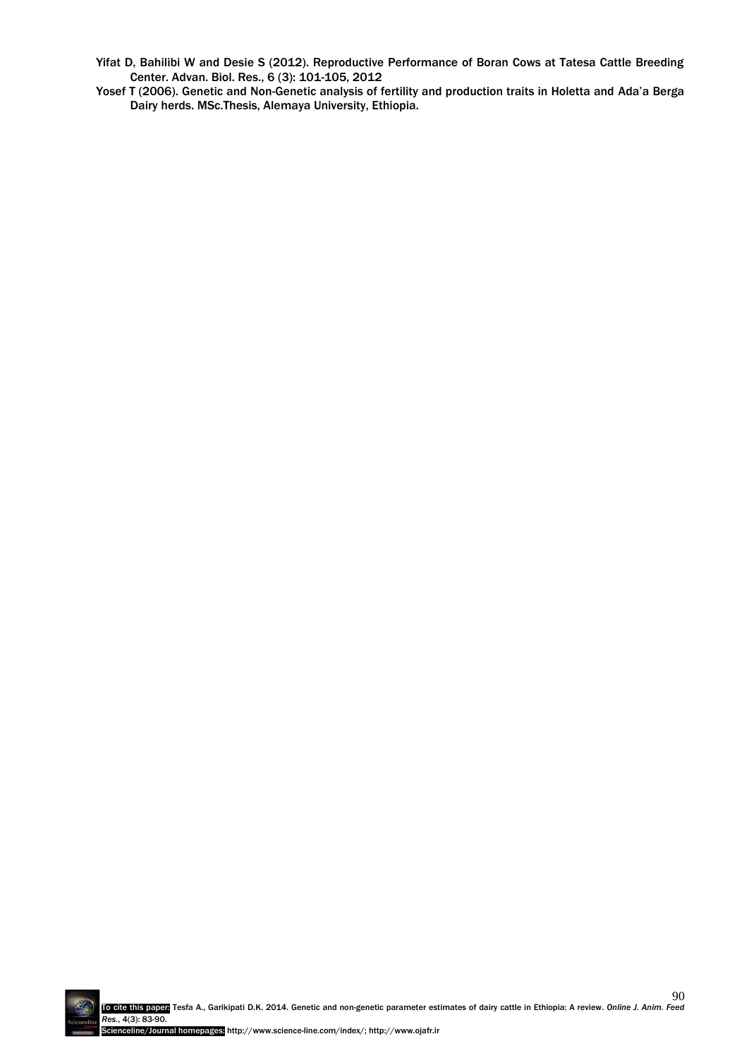Yifat D, Bahilibi W and Desie S (2012). Reproductive Performance of Boran Cows at Tatesa Cattle Breeding Center. Advan. Biol. Res., 6 (3): 101-105, 2012

Yosef T (2006). Genetic and Non-Genetic analysis of fertility and production traits in Holetta and Ada'a Berga Dairy herds. MSc.Thesis, Alemaya University, Ethiopia.